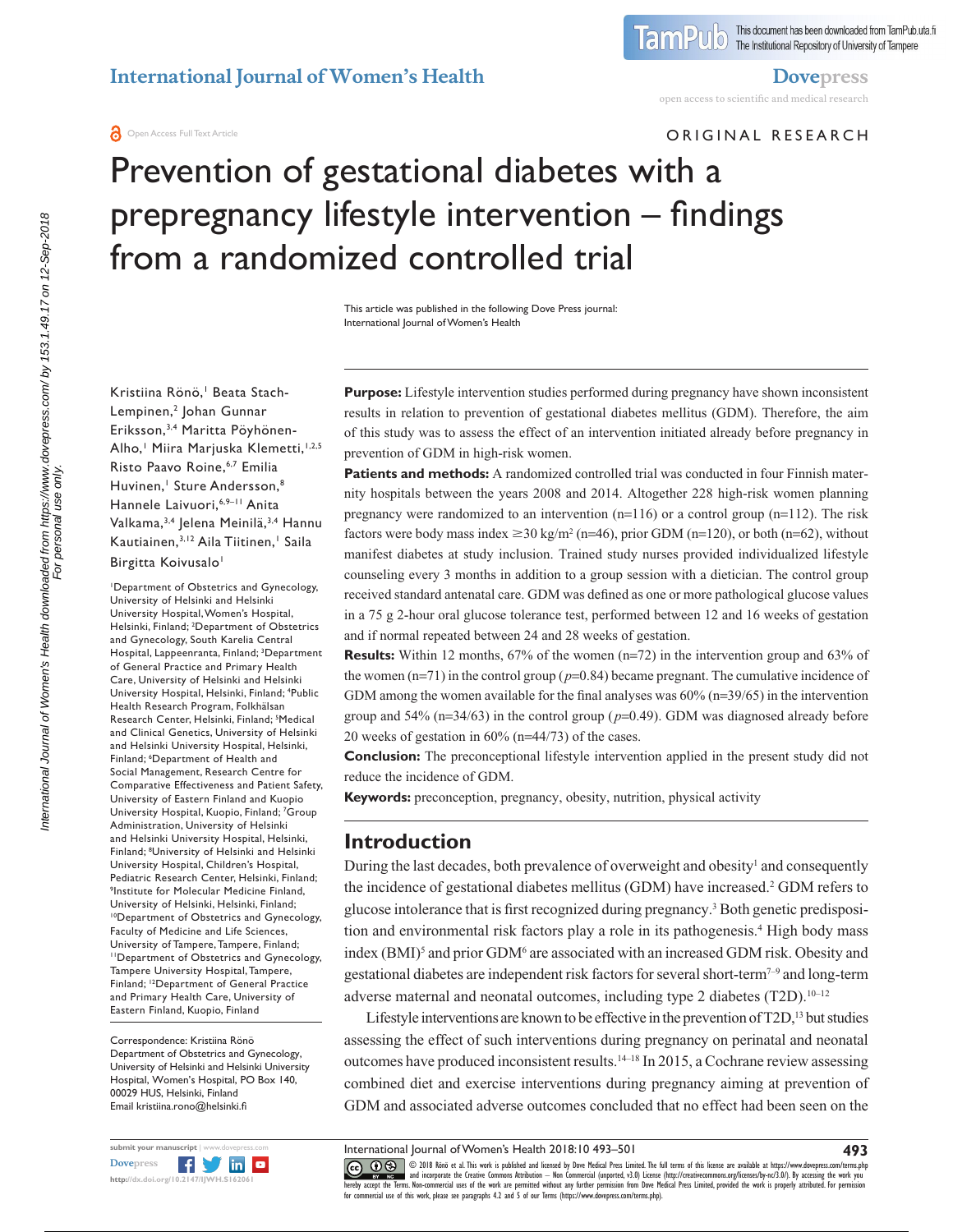ORIGINAL RESEARCH

# Prevention of gestational diabetes with a prepregnancy lifestyle intervention – findings from a randomized controlled trial

This article was published in the following Dove Press journal:
International Journal of Women's Health

Kristiina Rönö,[1] Beata Stach-Lempinen,[2] Johan Gunnar Eriksson,[3,4] Maritta Pöyhönen-Alho,[1] Miira Marjuska Klemetti,[1,2,5] Risto Paavo Roine,[6,7] Emilia Huvinen,[1] Sture Andersson,[8] Hannele Laivuori,[6,9–11] Anita Valkama,[3,4] Jelena Meinilä,[3,4] Hannu Kautiainen,[3,12] Aila Tiitinen,[1] Saila Birgitta Koivusalo[1]

[1]Department of Obstetrics and Gynecology, University of Helsinki and Helsinki University Hospital, Women's Hospital, Helsinki, Finland; [2]Department of Obstetrics and Gynecology, South Karelia Central Hospital, Lappeenranta, Finland; [3]Department of General Practice and Primary Health Care, University of Helsinki and Helsinki University Hospital, Helsinki, Finland; [4]Public Health Research Program, Folkhälsan Research Center, Helsinki, Finland; [5]Medical and Clinical Genetics, University of Helsinki and Helsinki University Hospital, Helsinki, Finland; [6]Department of Health and Social Management, Research Centre for Comparative Effectiveness and Patient Safety, University of Eastern Finland and Kuopio University Hospital, Kuopio, Finland; [7]Group Administration, University of Helsinki and Helsinki University Hospital, Helsinki, Finland; [8]University of Helsinki and Helsinki University Hospital, Children's Hospital, Pediatric Research Center, Helsinki, Finland; [9]Institute for Molecular Medicine Finland, University of Helsinki, Helsinki, Finland; [10]Department of Obstetrics and Gynecology, Faculty of Medicine and Life Sciences, University of Tampere, Tampere, Finland; [11]Department of Obstetrics and Gynecology, Tampere University Hospital, Tampere, Finland; [12]Department of General Practice and Primary Health Care, University of Eastern Finland, Kuopio, Finland

Correspondence: Kristiina Rönö
Department of Obstetrics and Gynecology, University of Helsinki and Helsinki University Hospital, Women's Hospital, PO Box 140, 00029 HUS, Helsinki, Finland
Email kristiina.rono@helsinki.fi

**Purpose:** Lifestyle intervention studies performed during pregnancy have shown inconsistent results in relation to prevention of gestational diabetes mellitus (GDM). Therefore, the aim of this study was to assess the effect of an intervention initiated already before pregnancy in prevention of GDM in high-risk women.

**Patients and methods:** A randomized controlled trial was conducted in four Finnish maternity hospitals between the years 2008 and 2014. Altogether 228 high-risk women planning pregnancy were randomized to an intervention (n=116) or a control group (n=112). The risk factors were body mass index $\geq$30 kg/m$^2$ (n=46), prior GDM (n=120), or both (n=62), without manifest diabetes at study inclusion. Trained study nurses provided individualized lifestyle counseling every 3 months in addition to a group session with a dietician. The control group received standard antenatal care. GDM was defined as one or more pathological glucose values in a 75 g 2-hour oral glucose tolerance test, performed between 12 and 16 weeks of gestation and if normal repeated between 24 and 28 weeks of gestation.

**Results:** Within 12 months, 67% of the women (n=72) in the intervention group and 63% of the women (n=71) in the control group ($p$=0.84) became pregnant. The cumulative incidence of GDM among the women available for the final analyses was 60% (n=39/65) in the intervention group and 54% (n=34/63) in the control group ($p$=0.49). GDM was diagnosed already before 20 weeks of gestation in 60% (n=44/73) of the cases.

**Conclusion:** The preconceptional lifestyle intervention applied in the present study did not reduce the incidence of GDM.

**Keywords:** preconception, pregnancy, obesity, nutrition, physical activity

## Introduction

During the last decades, both prevalence of overweight and obesity[1] and consequently the incidence of gestational diabetes mellitus (GDM) have increased.[2] GDM refers to glucose intolerance that is first recognized during pregnancy.[3] Both genetic predisposition and environmental risk factors play a role in its pathogenesis.[4] High body mass index (BMI)[5] and prior GDM[6] are associated with an increased GDM risk. Obesity and gestational diabetes are independent risk factors for several short-term[7–9] and long-term adverse maternal and neonatal outcomes, including type 2 diabetes (T2D).[10–12]

Lifestyle interventions are known to be effective in the prevention of T2D,[13] but studies assessing the effect of such interventions during pregnancy on perinatal and neonatal outcomes have produced inconsistent results.[14–18] In 2015, a Cochrane review assessing combined diet and exercise interventions during pregnancy aiming at prevention of GDM and associated adverse outcomes concluded that no effect had been seen on the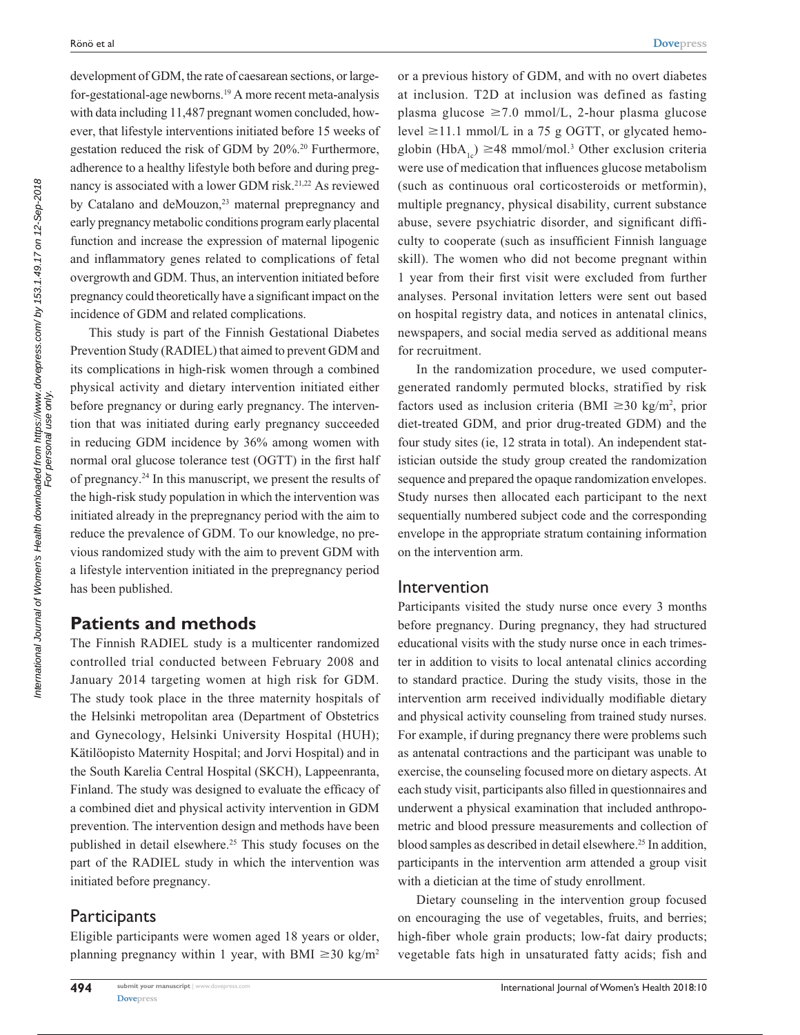development of GDM, the rate of caesarean sections, or large-for-gestational-age newborns.[19] A more recent meta-analysis with data including 11,487 pregnant women concluded, however, that lifestyle interventions initiated before 15 weeks of gestation reduced the risk of GDM by 20%.[20] Furthermore, adherence to a healthy lifestyle both before and during pregnancy is associated with a lower GDM risk.[21,22] As reviewed by Catalano and deMouzon,[23] maternal prepregnancy and early pregnancy metabolic conditions program early placental function and increase the expression of maternal lipogenic and inflammatory genes related to complications of fetal overgrowth and GDM. Thus, an intervention initiated before pregnancy could theoretically have a significant impact on the incidence of GDM and related complications.

This study is part of the Finnish Gestational Diabetes Prevention Study (RADIEL) that aimed to prevent GDM and its complications in high-risk women through a combined physical activity and dietary intervention initiated either before pregnancy or during early pregnancy. The intervention that was initiated during early pregnancy succeeded in reducing GDM incidence by 36% among women with normal oral glucose tolerance test (OGTT) in the first half of pregnancy.[24] In this manuscript, we present the results of the high-risk study population in which the intervention was initiated already in the prepregnancy period with the aim to reduce the prevalence of GDM. To our knowledge, no previous randomized study with the aim to prevent GDM with a lifestyle intervention initiated in the prepregnancy period has been published.

## Patients and methods

The Finnish RADIEL study is a multicenter randomized controlled trial conducted between February 2008 and January 2014 targeting women at high risk for GDM. The study took place in the three maternity hospitals of the Helsinki metropolitan area (Department of Obstetrics and Gynecology, Helsinki University Hospital (HUH); Kätilöopisto Maternity Hospital; and Jorvi Hospital) and in the South Karelia Central Hospital (SKCH), Lappeenranta, Finland. The study was designed to evaluate the efficacy of a combined diet and physical activity intervention in GDM prevention. The intervention design and methods have been published in detail elsewhere.[25] This study focuses on the part of the RADIEL study in which the intervention was initiated before pregnancy.

### Participants

Eligible participants were women aged 18 years or older, planning pregnancy within 1 year, with BMI $\geq$30 kg/m$^2$ or a previous history of GDM, and with no overt diabetes at inclusion. T2D at inclusion was defined as fasting plasma glucose $\geq$7.0 mmol/L, 2-hour plasma glucose level $\geq$11.1 mmol/L in a 75 g OGTT, or glycated hemoglobin ($HbA_{1c}$) $\geq$48 mmol/mol.[3] Other exclusion criteria were use of medication that influences glucose metabolism (such as continuous oral corticosteroids or metformin), multiple pregnancy, physical disability, current substance abuse, severe psychiatric disorder, and significant difficulty to cooperate (such as insufficient Finnish language skill). The women who did not become pregnant within 1 year from their first visit were excluded from further analyses. Personal invitation letters were sent out based on hospital registry data, and notices in antenatal clinics, newspapers, and social media served as additional means for recruitment.

In the randomization procedure, we used computer-generated randomly permuted blocks, stratified by risk factors used as inclusion criteria (BMI $\geq$30 kg/m$^2$, prior diet-treated GDM, and prior drug-treated GDM) and the four study sites (ie, 12 strata in total). An independent statistician outside the study group created the randomization sequence and prepared the opaque randomization envelopes. Study nurses then allocated each participant to the next sequentially numbered subject code and the corresponding envelope in the appropriate stratum containing information on the intervention arm.

### Intervention

Participants visited the study nurse once every 3 months before pregnancy. During pregnancy, they had structured educational visits with the study nurse once in each trimester in addition to visits to local antenatal clinics according to standard practice. During the study visits, those in the intervention arm received individually modifiable dietary and physical activity counseling from trained study nurses. For example, if during pregnancy there were problems such as antenatal contractions and the participant was unable to exercise, the counseling focused more on dietary aspects. At each study visit, participants also filled in questionnaires and underwent a physical examination that included anthropometric and blood pressure measurements and collection of blood samples as described in detail elsewhere.[25] In addition, participants in the intervention arm attended a group visit with a dietician at the time of study enrollment.

Dietary counseling in the intervention group focused on encouraging the use of vegetables, fruits, and berries; high-fiber whole grain products; low-fat dairy products; vegetable fats high in unsaturated fatty acids; fish and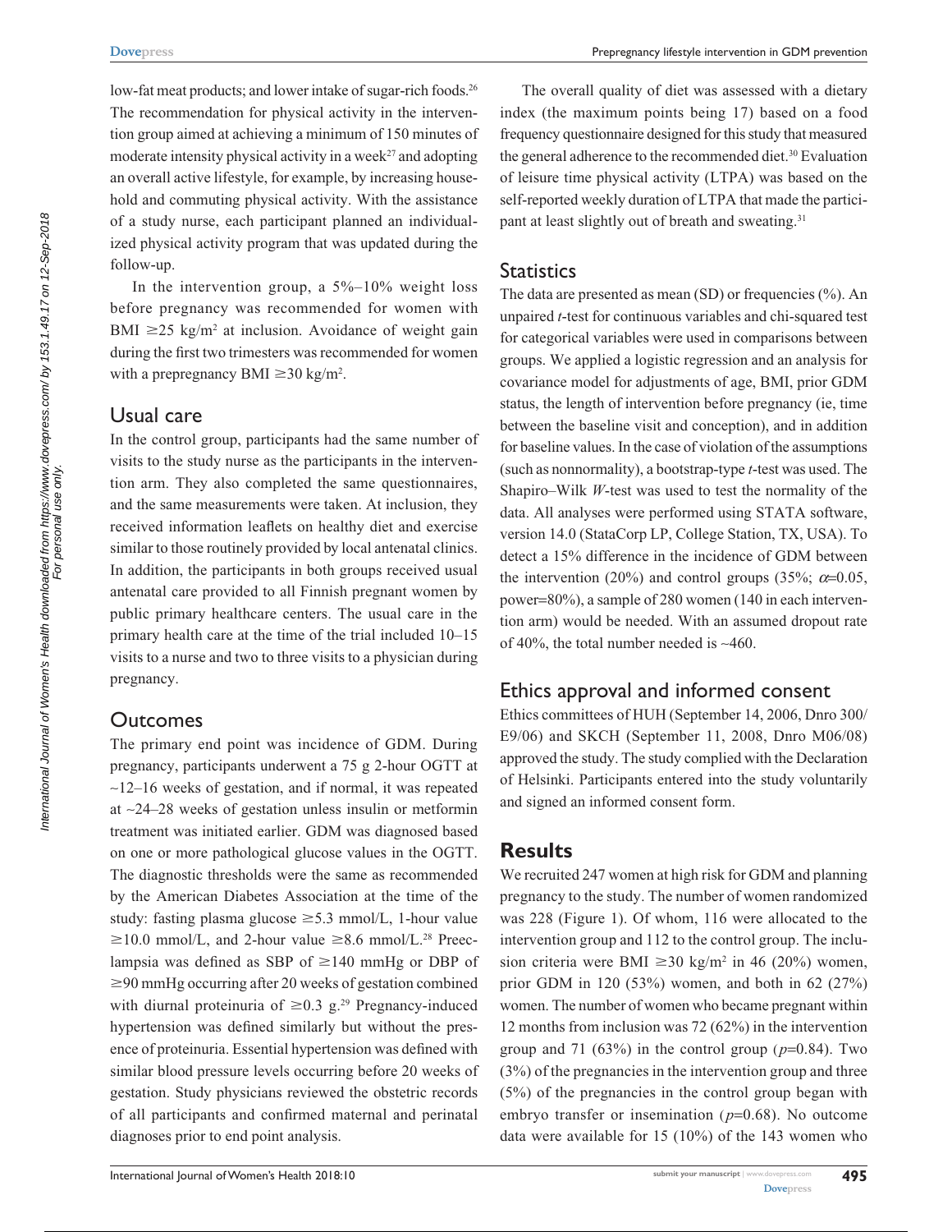low-fat meat products; and lower intake of sugar-rich foods.[26] The recommendation for physical activity in the intervention group aimed at achieving a minimum of 150 minutes of moderate intensity physical activity in a week[27] and adopting an overall active lifestyle, for example, by increasing household and commuting physical activity. With the assistance of a study nurse, each participant planned an individualized physical activity program that was updated during the follow-up.

In the intervention group, a 5%–10% weight loss before pregnancy was recommended for women with BMI $\geq$25 kg/m$^2$ at inclusion. Avoidance of weight gain during the first two trimesters was recommended for women with a prepregnancy BMI $\geq$30 kg/m$^2$.

## Usual care

In the control group, participants had the same number of visits to the study nurse as the participants in the intervention arm. They also completed the same questionnaires, and the same measurements were taken. At inclusion, they received information leaflets on healthy diet and exercise similar to those routinely provided by local antenatal clinics. In addition, the participants in both groups received usual antenatal care provided to all Finnish pregnant women by public primary healthcare centers. The usual care in the primary health care at the time of the trial included 10–15 visits to a nurse and two to three visits to a physician during pregnancy.

## Outcomes

The primary end point was incidence of GDM. During pregnancy, participants underwent a 75 g 2-hour OGTT at ~12–16 weeks of gestation, and if normal, it was repeated at ~24–28 weeks of gestation unless insulin or metformin treatment was initiated earlier. GDM was diagnosed based on one or more pathological glucose values in the OGTT. The diagnostic thresholds were the same as recommended by the American Diabetes Association at the time of the study: fasting plasma glucose $\geq$5.3 mmol/L, 1-hour value $\geq$10.0 mmol/L, and 2-hour value $\geq$8.6 mmol/L.[28] Preeclampsia was defined as SBP of $\geq$140 mmHg or DBP of $\geq$90 mmHg occurring after 20 weeks of gestation combined with diurnal proteinuria of $\geq$0.3 g.[29] Pregnancy-induced hypertension was defined similarly but without the presence of proteinuria. Essential hypertension was defined with similar blood pressure levels occurring before 20 weeks of gestation. Study physicians reviewed the obstetric records of all participants and confirmed maternal and perinatal diagnoses prior to end point analysis.

The overall quality of diet was assessed with a dietary index (the maximum points being 17) based on a food frequency questionnaire designed for this study that measured the general adherence to the recommended diet.[30] Evaluation of leisure time physical activity (LTPA) was based on the self-reported weekly duration of LTPA that made the participant at least slightly out of breath and sweating.[31]

## Statistics

The data are presented as mean (SD) or frequencies (%). An unpaired *t*-test for continuous variables and chi-squared test for categorical variables were used in comparisons between groups. We applied a logistic regression and an analysis for covariance model for adjustments of age, BMI, prior GDM status, the length of intervention before pregnancy (ie, time between the baseline visit and conception), and in addition for baseline values. In the case of violation of the assumptions (such as nonnormality), a bootstrap-type *t*-test was used. The Shapiro–Wilk *W*-test was used to test the normality of the data. All analyses were performed using STATA software, version 14.0 (StataCorp LP, College Station, TX, USA). To detect a 15% difference in the incidence of GDM between the intervention (20%) and control groups (35%; $\alpha$=0.05, power=80%), a sample of 280 women (140 in each intervention arm) would be needed. With an assumed dropout rate of 40%, the total number needed is ~460.

## Ethics approval and informed consent

Ethics committees of HUH (September 14, 2006, Dnro 300/E9/06) and SKCH (September 11, 2008, Dnro M06/08) approved the study. The study complied with the Declaration of Helsinki. Participants entered into the study voluntarily and signed an informed consent form.

# Results

We recruited 247 women at high risk for GDM and planning pregnancy to the study. The number of women randomized was 228 (Figure 1). Of whom, 116 were allocated to the intervention group and 112 to the control group. The inclusion criteria were BMI $\geq$30 kg/m$^2$ in 46 (20%) women, prior GDM in 120 (53%) women, and both in 62 (27%) women. The number of women who became pregnant within 12 months from inclusion was 72 (62%) in the intervention group and 71 (63%) in the control group ($p$=0.84). Two (3%) of the pregnancies in the intervention group and three (5%) of the pregnancies in the control group began with embryo transfer or insemination ($p$=0.68). No outcome data were available for 15 (10%) of the 143 women who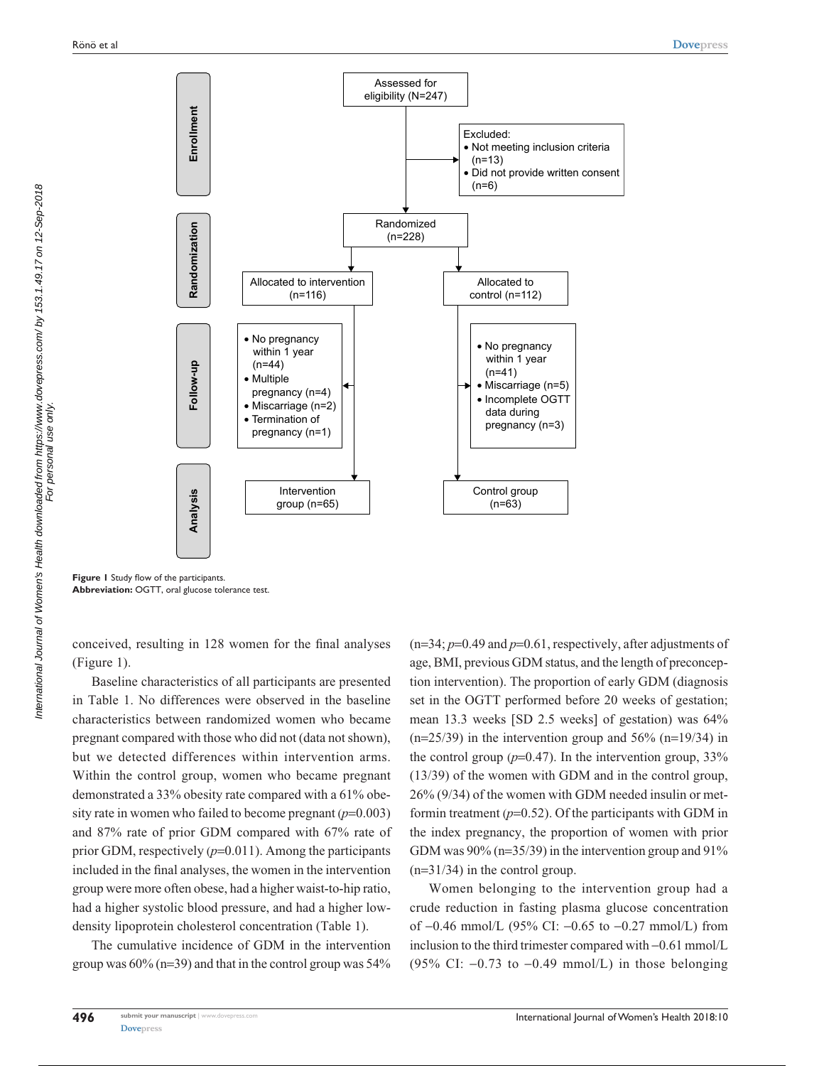Enrollment

Assessed for eligibility (N=247)

Excluded:
- Not meeting inclusion criteria (n=13)
- Did not provide written consent (n=6)

Randomization

Randomized (n=228)

Allocated to intervention (n=116)

Allocated to control (n=112)

Follow-up

- No pregnancy within 1 year (n=44)
- Multiple pregnancy (n=4)
- Miscarriage (n=2)
- Termination of pregnancy (n=1)

- No pregnancy within 1 year (n=41)
- Miscarriage (n=5)
- Incomplete OGTT data during pregnancy (n=3)

Analysis

Intervention group (n=65)

Control group (n=63)

**Figure 1** Study flow of the participants.
**Abbreviation:** OGTT, oral glucose tolerance test.

conceived, resulting in 128 women for the final analyses (Figure 1).

Baseline characteristics of all participants are presented in Table 1. No differences were observed in the baseline characteristics between randomized women who became pregnant compared with those who did not (data not shown), but we detected differences within intervention arms. Within the control group, women who became pregnant demonstrated a 33% obesity rate compared with a 61% obesity rate in women who failed to become pregnant ($p$=0.003) and 87% rate of prior GDM compared with 67% rate of prior GDM, respectively ($p$=0.011). Among the participants included in the final analyses, the women in the intervention group were more often obese, had a higher waist-to-hip ratio, had a higher systolic blood pressure, and had a higher low-density lipoprotein cholesterol concentration (Table 1).

The cumulative incidence of GDM in the intervention group was 60% (n=39) and that in the control group was 54% (n=34; $p$=0.49 and $p$=0.61, respectively, after adjustments of age, BMI, previous GDM status, and the length of preconception intervention). The proportion of early GDM (diagnosis set in the OGTT performed before 20 weeks of gestation; mean 13.3 weeks [SD 2.5 weeks] of gestation) was 64% (n=25/39) in the intervention group and 56% (n=19/34) in the control group ($p$=0.47). In the intervention group, 33% (13/39) of the women with GDM and in the control group, 26% (9/34) of the women with GDM needed insulin or metformin treatment ($p$=0.52). Of the participants with GDM in the index pregnancy, the proportion of women with prior GDM was 90% (n=35/39) in the intervention group and 91% (n=31/34) in the control group.

Women belonging to the intervention group had a crude reduction in fasting plasma glucose concentration of −0.46 mmol/L (95% CI: −0.65 to −0.27 mmol/L) from inclusion to the third trimester compared with −0.61 mmol/L (95% CI: −0.73 to −0.49 mmol/L) in those belonging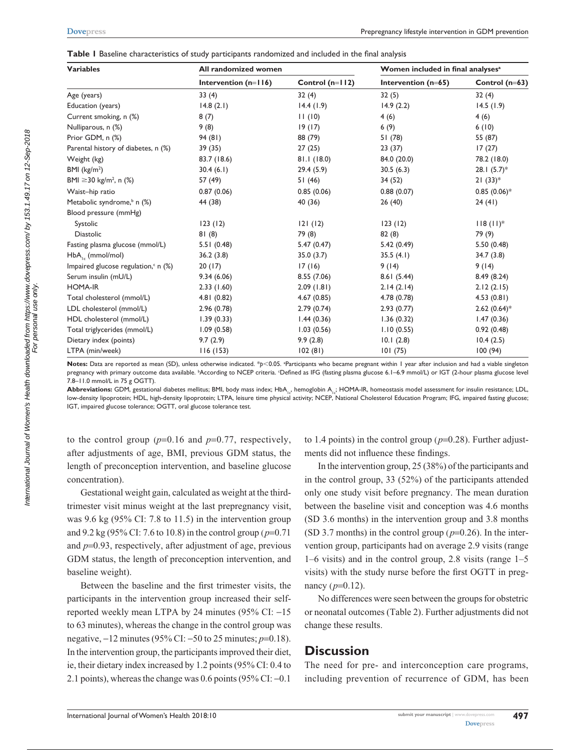**Table 1** Baseline characteristics of study participants randomized and included in the final analysis

| Variables | All randomized women | | Women included in final analyses[a] | |
|---|---|---|---|---|
| | Intervention (n=116) | Control (n=112) | Intervention (n=65) | Control (n=63) |
| Age (years) | 33 (4) | 32 (4) | 32 (5) | 32 (4) |
| Education (years) | 14.8 (2.1) | 14.4 (1.9) | 14.9 (2.2) | 14.5 (1.9) |
| Current smoking, n (%) | 8 (7) | 11 (10) | 4 (6) | 4 (6) |
| Nulliparous, n (%) | 9 (8) | 19 (17) | 6 (9) | 6 (10) |
| Prior GDM, n (%) | 94 (81) | 88 (79) | 51 (78) | 55 (87) |
| Parental history of diabetes, n (%) | 39 (35) | 27 (25) | 23 (37) | 17 (27) |
| Weight (kg) | 83.7 (18.6) | 81.1 (18.0) | 84.0 (20.0) | 78.2 (18.0) |
| BMI (kg/m$^2$) | 30.4 (6.1) | 29.4 (5.9) | 30.5 (6.3) | 28.1 (5.7)* |
| BMI ≥30 kg/m$^2$, n (%) | 57 (49) | 51 (46) | 34 (52) | 21 (33)* |
| Waist–hip ratio | 0.87 (0.06) | 0.85 (0.06) | 0.88 (0.07) | 0.85 (0.06)* |
| Metabolic syndrome,[b] n (%) | 44 (38) | 40 (36) | 26 (40) | 24 (41) |
| Blood pressure (mmHg) | | | | |
| Systolic | 123 (12) | 121 (12) | 123 (12) | 118 (11)* |
| Diastolic | 81 (8) | 79 (8) | 82 (8) | 79 (9) |
| Fasting plasma glucose (mmol/L) | 5.51 (0.48) | 5.47 (0.47) | 5.42 (0.49) | 5.50 (0.48) |
| $HbA_{1c}$ (mmol/mol) | 36.2 (3.8) | 35.0 (3.7) | 35.5 (4.1) | 34.7 (3.8) |
| Impaired glucose regulation,[c] n (%) | 20 (17) | 17 (16) | 9 (14) | 9 (14) |
| Serum insulin (mU/L) | 9.34 (6.06) | 8.55 (7.06) | 8.61 (5.44) | 8.49 (8.24) |
| HOMA-IR | 2.33 (1.60) | 2.09 (1.81) | 2.14 (2.14) | 2.12 (2.15) |
| Total cholesterol (mmol/L) | 4.81 (0.82) | 4.67 (0.85) | 4.78 (0.78) | 4.53 (0.81) |
| LDL cholesterol (mmol/L) | 2.96 (0.78) | 2.79 (0.74) | 2.93 (0.77) | 2.62 (0.64)* |
| HDL cholesterol (mmol/L) | 1.39 (0.33) | 1.44 (0.36) | 1.36 (0.32) | 1.47 (0.36) |
| Total triglycerides (mmol/L) | 1.09 (0.58) | 1.03 (0.56) | 1.10 (0.55) | 0.92 (0.48) |
| Dietary index (points) | 9.7 (2.9) | 9.9 (2.8) | 10.1 (2.8) | 10.4 (2.5) |
| LTPA (min/week) | 116 (153) | 102 (81) | 101 (75) | 100 (94) |

**Notes:** Data are reported as mean (SD), unless otherwise indicated. *$p<0.05$. [a]Participants who became pregnant within 1 year after inclusion and had a viable singleton pregnancy with primary outcome data available. [b]According to NCEP criteria. [c]Defined as IFG (fasting plasma glucose 6.1–6.9 mmol/L) or IGT (2-hour plasma glucose level 7.8–11.0 mmol/L in 75 g OGTT).

**Abbreviations:** GDM, gestational diabetes mellitus; BMI, body mass index; $HbA_{1c}$, hemoglobin $A_{1c}$; HOMA-IR, homeostasis model assessment for insulin resistance; LDL, low-density lipoprotein; HDL, high-density lipoprotein; LTPA, leisure time physical activity; NCEP, National Cholesterol Education Program; IFG, impaired fasting glucose; IGT, impaired glucose tolerance; OGTT, oral glucose tolerance test.

to the control group ($p$=0.16 and $p$=0.77, respectively, after adjustments of age, BMI, previous GDM status, the length of preconception intervention, and baseline glucose concentration).

Gestational weight gain, calculated as weight at the third-trimester visit minus weight at the last prepregnancy visit, was 9.6 kg (95% CI: 7.8 to 11.5) in the intervention group and 9.2 kg (95% CI: 7.6 to 10.8) in the control group ($p$=0.71 and $p$=0.93, respectively, after adjustment of age, previous GDM status, the length of preconception intervention, and baseline weight).

Between the baseline and the first trimester visits, the participants in the intervention group increased their self-reported weekly mean LTPA by 24 minutes (95% CI: −15 to 63 minutes), whereas the change in the control group was negative, −12 minutes (95% CI: −50 to 25 minutes; $p$=0.18). In the intervention group, the participants improved their diet, ie, their dietary index increased by 1.2 points (95% CI: 0.4 to 2.1 points), whereas the change was 0.6 points (95% CI: −0.1 to 1.4 points) in the control group ($p$=0.28). Further adjustments did not influence these findings.

In the intervention group, 25 (38%) of the participants and in the control group, 33 (52%) of the participants attended only one study visit before pregnancy. The mean duration between the baseline visit and conception was 4.6 months (SD 3.6 months) in the intervention group and 3.8 months (SD 3.7 months) in the control group ($p$=0.26). In the intervention group, participants had on average 2.9 visits (range 1–6 visits) and in the control group, 2.8 visits (range 1–5 visits) with the study nurse before the first OGTT in pregnancy ($p$=0.12).

No differences were seen between the groups for obstetric or neonatal outcomes (Table 2). Further adjustments did not change these results.

## Discussion

The need for pre- and interconception care programs, including prevention of recurrence of GDM, has been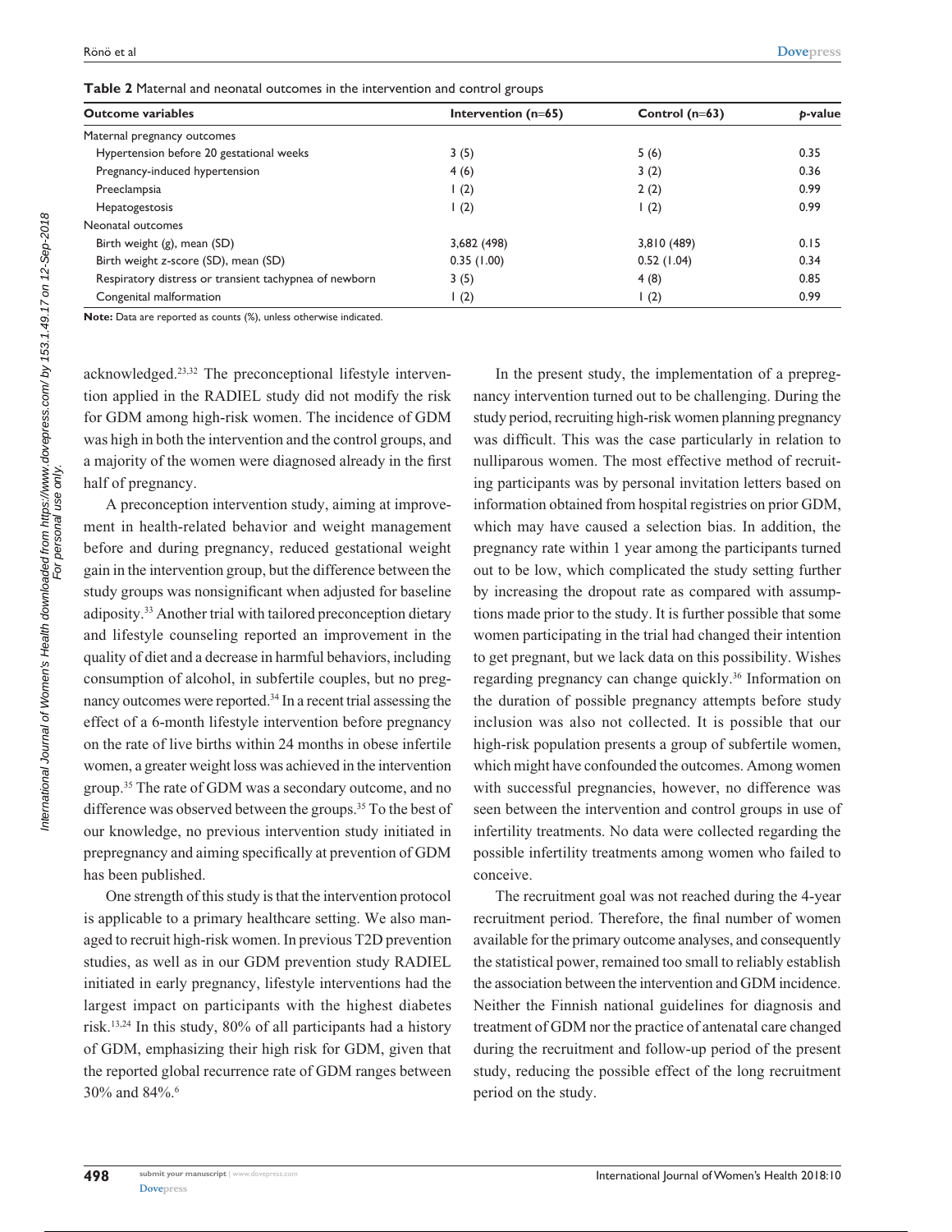**Table 2** Maternal and neonatal outcomes in the intervention and control groups

| Outcome variables | Intervention (n=65) | Control (n=63) | p-value |
|---|---|---|---|
| Maternal pregnancy outcomes | | | |
| Hypertension before 20 gestational weeks | 3 (5) | 5 (6) | 0.35 |
| Pregnancy-induced hypertension | 4 (6) | 3 (2) | 0.36 |
| Preeclampsia | 1 (2) | 2 (2) | 0.99 |
| Hepatogestosis | 1 (2) | 1 (2) | 0.99 |
| Neonatal outcomes | | | |
| Birth weight (g), mean (SD) | 3,682 (498) | 3,810 (489) | 0.15 |
| Birth weight z-score (SD), mean (SD) | 0.35 (1.00) | 0.52 (1.04) | 0.34 |
| Respiratory distress or transient tachypnea of newborn | 3 (5) | 4 (8) | 0.85 |
| Congenital malformation | 1 (2) | 1 (2) | 0.99 |

**Note:** Data are reported as counts (%), unless otherwise indicated.

acknowledged.[23,32] The preconceptional lifestyle intervention applied in the RADIEL study did not modify the risk for GDM among high-risk women. The incidence of GDM was high in both the intervention and the control groups, and a majority of the women were diagnosed already in the first half of pregnancy.

A preconception intervention study, aiming at improvement in health-related behavior and weight management before and during pregnancy, reduced gestational weight gain in the intervention group, but the difference between the study groups was nonsignificant when adjusted for baseline adiposity.[33] Another trial with tailored preconception dietary and lifestyle counseling reported an improvement in the quality of diet and a decrease in harmful behaviors, including consumption of alcohol, in subfertile couples, but no pregnancy outcomes were reported.[34] In a recent trial assessing the effect of a 6-month lifestyle intervention before pregnancy on the rate of live births within 24 months in obese infertile women, a greater weight loss was achieved in the intervention group.[35] The rate of GDM was a secondary outcome, and no difference was observed between the groups.[35] To the best of our knowledge, no previous intervention study initiated in prepregnancy and aiming specifically at prevention of GDM has been published.

One strength of this study is that the intervention protocol is applicable to a primary healthcare setting. We also managed to recruit high-risk women. In previous T2D prevention studies, as well as in our GDM prevention study RADIEL initiated in early pregnancy, lifestyle interventions had the largest impact on participants with the highest diabetes risk.[13,24] In this study, 80% of all participants had a history of GDM, emphasizing their high risk for GDM, given that the reported global recurrence rate of GDM ranges between 30% and 84%.[6]

In the present study, the implementation of a prepregnancy intervention turned out to be challenging. During the study period, recruiting high-risk women planning pregnancy was difficult. This was the case particularly in relation to nulliparous women. The most effective method of recruiting participants was by personal invitation letters based on information obtained from hospital registries on prior GDM, which may have caused a selection bias. In addition, the pregnancy rate within 1 year among the participants turned out to be low, which complicated the study setting further by increasing the dropout rate as compared with assumptions made prior to the study. It is further possible that some women participating in the trial had changed their intention to get pregnant, but we lack data on this possibility. Wishes regarding pregnancy can change quickly.[36] Information on the duration of possible pregnancy attempts before study inclusion was also not collected. It is possible that our high-risk population presents a group of subfertile women, which might have confounded the outcomes. Among women with successful pregnancies, however, no difference was seen between the intervention and control groups in use of infertility treatments. No data were collected regarding the possible infertility treatments among women who failed to conceive.

The recruitment goal was not reached during the 4-year recruitment period. Therefore, the final number of women available for the primary outcome analyses, and consequently the statistical power, remained too small to reliably establish the association between the intervention and GDM incidence. Neither the Finnish national guidelines for diagnosis and treatment of GDM nor the practice of antenatal care changed during the recruitment and follow-up period of the present study, reducing the possible effect of the long recruitment period on the study.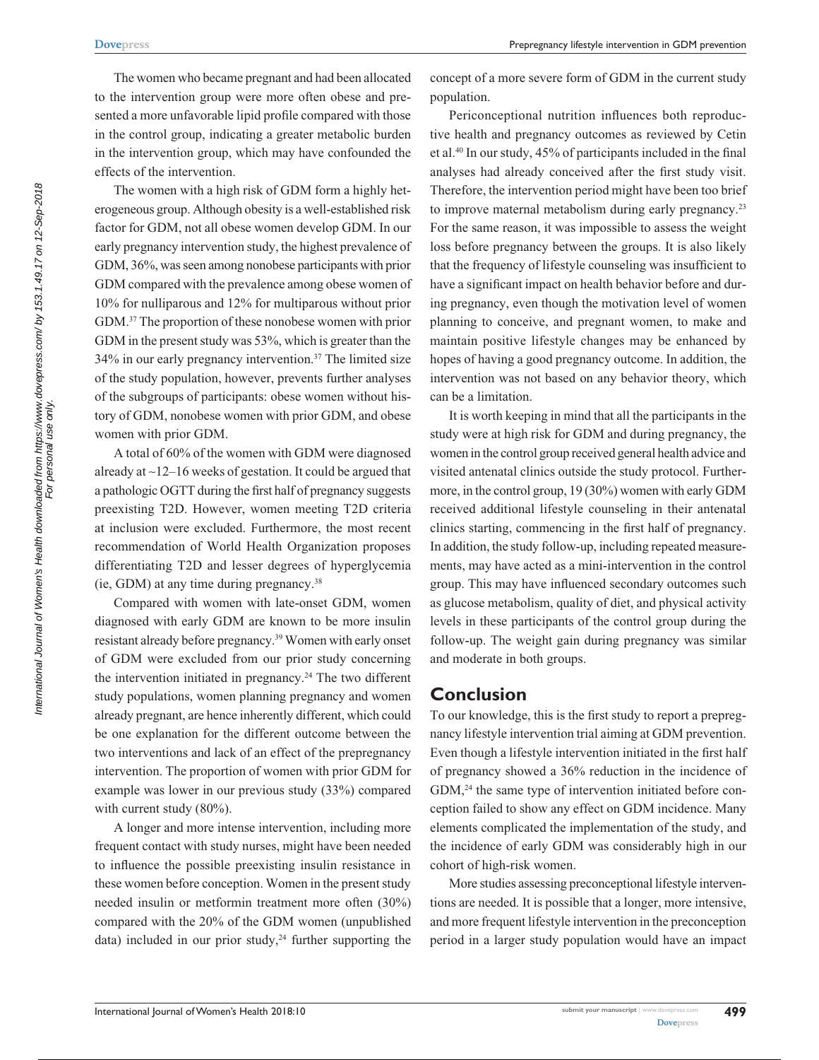The women who became pregnant and had been allocated to the intervention group were more often obese and presented a more unfavorable lipid profile compared with those in the control group, indicating a greater metabolic burden in the intervention group, which may have confounded the effects of the intervention.

The women with a high risk of GDM form a highly heterogeneous group. Although obesity is a well-established risk factor for GDM, not all obese women develop GDM. In our early pregnancy intervention study, the highest prevalence of GDM, 36%, was seen among nonobese participants with prior GDM compared with the prevalence among obese women of 10% for nulliparous and 12% for multiparous without prior GDM.[37] The proportion of these nonobese women with prior GDM in the present study was 53%, which is greater than the 34% in our early pregnancy intervention.[37] The limited size of the study population, however, prevents further analyses of the subgroups of participants: obese women without history of GDM, nonobese women with prior GDM, and obese women with prior GDM.

A total of 60% of the women with GDM were diagnosed already at ~12–16 weeks of gestation. It could be argued that a pathologic OGTT during the first half of pregnancy suggests preexisting T2D. However, women meeting T2D criteria at inclusion were excluded. Furthermore, the most recent recommendation of World Health Organization proposes differentiating T2D and lesser degrees of hyperglycemia (ie, GDM) at any time during pregnancy.[38]

Compared with women with late-onset GDM, women diagnosed with early GDM are known to be more insulin resistant already before pregnancy.[39] Women with early onset of GDM were excluded from our prior study concerning the intervention initiated in pregnancy.[24] The two different study populations, women planning pregnancy and women already pregnant, are hence inherently different, which could be one explanation for the different outcome between the two interventions and lack of an effect of the prepregnancy intervention. The proportion of women with prior GDM for example was lower in our previous study (33%) compared with current study (80%).

A longer and more intense intervention, including more frequent contact with study nurses, might have been needed to influence the possible preexisting insulin resistance in these women before conception. Women in the present study needed insulin or metformin treatment more often (30%) compared with the 20% of the GDM women (unpublished data) included in our prior study,[24] further supporting the concept of a more severe form of GDM in the current study population.

Periconceptional nutrition influences both reproductive health and pregnancy outcomes as reviewed by Cetin et al.[40] In our study, 45% of participants included in the final analyses had already conceived after the first study visit. Therefore, the intervention period might have been too brief to improve maternal metabolism during early pregnancy.[23] For the same reason, it was impossible to assess the weight loss before pregnancy between the groups. It is also likely that the frequency of lifestyle counseling was insufficient to have a significant impact on health behavior before and during pregnancy, even though the motivation level of women planning to conceive, and pregnant women, to make and maintain positive lifestyle changes may be enhanced by hopes of having a good pregnancy outcome. In addition, the intervention was not based on any behavior theory, which can be a limitation.

It is worth keeping in mind that all the participants in the study were at high risk for GDM and during pregnancy, the women in the control group received general health advice and visited antenatal clinics outside the study protocol. Furthermore, in the control group, 19 (30%) women with early GDM received additional lifestyle counseling in their antenatal clinics starting, commencing in the first half of pregnancy. In addition, the study follow-up, including repeated measurements, may have acted as a mini-intervention in the control group. This may have influenced secondary outcomes such as glucose metabolism, quality of diet, and physical activity levels in these participants of the control group during the follow-up. The weight gain during pregnancy was similar and moderate in both groups.

## Conclusion

To our knowledge, this is the first study to report a prepregnancy lifestyle intervention trial aiming at GDM prevention. Even though a lifestyle intervention initiated in the first half of pregnancy showed a 36% reduction in the incidence of GDM,[24] the same type of intervention initiated before conception failed to show any effect on GDM incidence. Many elements complicated the implementation of the study, and the incidence of early GDM was considerably high in our cohort of high-risk women.

More studies assessing preconceptional lifestyle interventions are needed. It is possible that a longer, more intensive, and more frequent lifestyle intervention in the preconception period in a larger study population would have an impact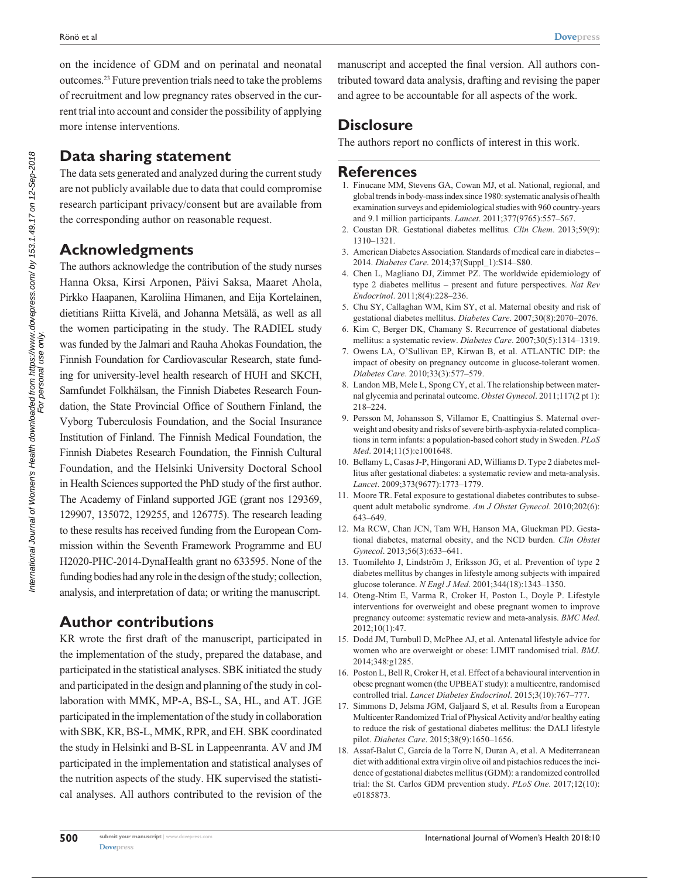on the incidence of GDM and on perinatal and neonatal outcomes.[23] Future prevention trials need to take the problems of recruitment and low pregnancy rates observed in the current trial into account and consider the possibility of applying more intense interventions.

## Data sharing statement

The data sets generated and analyzed during the current study are not publicly available due to data that could compromise research participant privacy/consent but are available from the corresponding author on reasonable request.

## Acknowledgments

The authors acknowledge the contribution of the study nurses Hanna Oksa, Kirsi Arponen, Päivi Saksa, Maaret Ahola, Pirkko Haapanen, Karoliina Himanen, and Eija Kortelainen, dietitians Riitta Kivelä, and Johanna Metsälä, as well as all the women participating in the study. The RADIEL study was funded by the Jalmari and Rauha Ahokas Foundation, the Finnish Foundation for Cardiovascular Research, state funding for university-level health research of HUH and SKCH, Samfundet Folkhälsan, the Finnish Diabetes Research Foundation, the State Provincial Office of Southern Finland, the Vyborg Tuberculosis Foundation, and the Social Insurance Institution of Finland. The Finnish Medical Foundation, the Finnish Diabetes Research Foundation, the Finnish Cultural Foundation, and the Helsinki University Doctoral School in Health Sciences supported the PhD study of the first author. The Academy of Finland supported JGE (grant nos 129369, 129907, 135072, 129255, and 126775). The research leading to these results has received funding from the European Commission within the Seventh Framework Programme and EU H2020-PHC-2014-DynaHealth grant no 633595. None of the funding bodies had any role in the design of the study; collection, analysis, and interpretation of data; or writing the manuscript.

## Author contributions

KR wrote the first draft of the manuscript, participated in the implementation of the study, prepared the database, and participated in the statistical analyses. SBK initiated the study and participated in the design and planning of the study in collaboration with MMK, MP-A, BS-L, SA, HL, and AT. JGE participated in the implementation of the study in collaboration with SBK, KR, BS-L, MMK, RPR, and EH. SBK coordinated the study in Helsinki and B-SL in Lappeenranta. AV and JM participated in the implementation and statistical analyses of the nutrition aspects of the study. HK supervised the statistical analyses. All authors contributed to the revision of the manuscript and accepted the final version. All authors contributed toward data analysis, drafting and revising the paper and agree to be accountable for all aspects of the work.

## Disclosure

The authors report no conflicts of interest in this work.

## References

1. Finucane MM, Stevens GA, Cowan MJ, et al. National, regional, and global trends in body-mass index since 1980: systematic analysis of health examination surveys and epidemiological studies with 960 country-years and 9.1 million participants. *Lancet*. 2011;377(9765):557–567.
2. Coustan DR. Gestational diabetes mellitus. *Clin Chem*. 2013;59(9): 1310–1321.
3. American Diabetes Association. Standards of medical care in diabetes – 2014. *Diabetes Care*. 2014;37(Suppl_1):S14–S80.
4. Chen L, Magliano DJ, Zimmet PZ. The worldwide epidemiology of type 2 diabetes mellitus – present and future perspectives. *Nat Rev Endocrinol*. 2011;8(4):228–236.
5. Chu SY, Callaghan WM, Kim SY, et al. Maternal obesity and risk of gestational diabetes mellitus. *Diabetes Care*. 2007;30(8):2070–2076.
6. Kim C, Berger DK, Chamany S. Recurrence of gestational diabetes mellitus: a systematic review. *Diabetes Care*. 2007;30(5):1314–1319.
7. Owens LA, O'Sullivan EP, Kirwan B, et al. ATLANTIC DIP: the impact of obesity on pregnancy outcome in glucose-tolerant women. *Diabetes Care*. 2010;33(3):577–579.
8. Landon MB, Mele L, Spong CY, et al. The relationship between maternal glycemia and perinatal outcome. *Obstet Gynecol*. 2011;117(2 pt 1): 218–224.
9. Persson M, Johansson S, Villamor E, Cnattingius S. Maternal overweight and obesity and risks of severe birth-asphyxia-related complications in term infants: a population-based cohort study in Sweden. *PLoS Med*. 2014;11(5):e1001648.
10. Bellamy L, Casas J-P, Hingorani AD, Williams D. Type 2 diabetes mellitus after gestational diabetes: a systematic review and meta-analysis. *Lancet*. 2009;373(9677):1773–1779.
11. Moore TR. Fetal exposure to gestational diabetes contributes to subsequent adult metabolic syndrome. *Am J Obstet Gynecol*. 2010;202(6): 643–649.
12. Ma RCW, Chan JCN, Tam WH, Hanson MA, Gluckman PD. Gestational diabetes, maternal obesity, and the NCD burden. *Clin Obstet Gynecol*. 2013;56(3):633–641.
13. Tuomilehto J, Lindström J, Eriksson JG, et al. Prevention of type 2 diabetes mellitus by changes in lifestyle among subjects with impaired glucose tolerance. *N Engl J Med*. 2001;344(18):1343–1350.
14. Oteng-Ntim E, Varma R, Croker H, Poston L, Doyle P. Lifestyle interventions for overweight and obese pregnant women to improve pregnancy outcome: systematic review and meta-analysis. *BMC Med*. 2012;10(1):47.
15. Dodd JM, Turnbull D, McPhee AJ, et al. Antenatal lifestyle advice for women who are overweight or obese: LIMIT randomised trial. *BMJ*. 2014;348:g1285.
16. Poston L, Bell R, Croker H, et al. Effect of a behavioural intervention in obese pregnant women (the UPBEAT study): a multicentre, randomised controlled trial. *Lancet Diabetes Endocrinol*. 2015;3(10):767–777.
17. Simmons D, Jelsma JGM, Galjaard S, et al. Results from a European Multicenter Randomized Trial of Physical Activity and/or healthy eating to reduce the risk of gestational diabetes mellitus: the DALI lifestyle pilot. *Diabetes Care*. 2015;38(9):1650–1656.
18. Assaf-Balut C, García de la Torre N, Duran A, et al. A Mediterranean diet with additional extra virgin olive oil and pistachios reduces the incidence of gestational diabetes mellitus (GDM): a randomized controlled trial: the St. Carlos GDM prevention study. *PLoS One*. 2017;12(10): e0185873.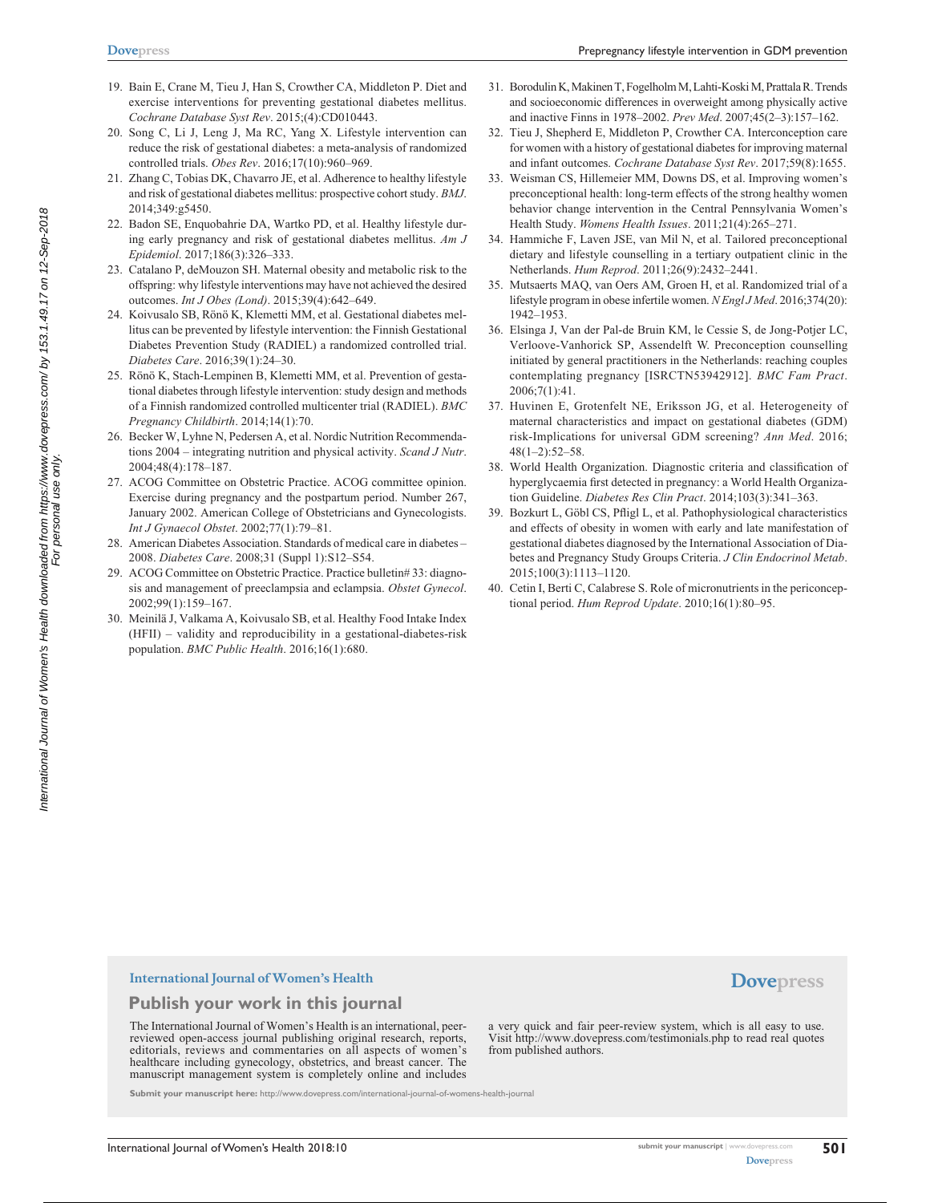19. Bain E, Crane M, Tieu J, Han S, Crowther CA, Middleton P. Diet and exercise interventions for preventing gestational diabetes mellitus. *Cochrane Database Syst Rev*. 2015;(4):CD010443.
20. Song C, Li J, Leng J, Ma RC, Yang X. Lifestyle intervention can reduce the risk of gestational diabetes: a meta-analysis of randomized controlled trials. *Obes Rev*. 2016;17(10):960–969.
21. Zhang C, Tobias DK, Chavarro JE, et al. Adherence to healthy lifestyle and risk of gestational diabetes mellitus: prospective cohort study. *BMJ*. 2014;349:g5450.
22. Badon SE, Enquobahrie DA, Wartko PD, et al. Healthy lifestyle during early pregnancy and risk of gestational diabetes mellitus. *Am J Epidemiol*. 2017;186(3):326–333.
23. Catalano P, deMouzon SH. Maternal obesity and metabolic risk to the offspring: why lifestyle interventions may have not achieved the desired outcomes. *Int J Obes (Lond)*. 2015;39(4):642–649.
24. Koivusalo SB, Rönö K, Klemetti MM, et al. Gestational diabetes mellitus can be prevented by lifestyle intervention: the Finnish Gestational Diabetes Prevention Study (RADIEL) a randomized controlled trial. *Diabetes Care*. 2016;39(1):24–30.
25. Rönö K, Stach-Lempinen B, Klemetti MM, et al. Prevention of gestational diabetes through lifestyle intervention: study design and methods of a Finnish randomized controlled multicenter trial (RADIEL). *BMC Pregnancy Childbirth*. 2014;14(1):70.
26. Becker W, Lyhne N, Pedersen A, et al. Nordic Nutrition Recommendations 2004 – integrating nutrition and physical activity. *Scand J Nutr*. 2004;48(4):178–187.
27. ACOG Committee on Obstetric Practice. ACOG committee opinion. Exercise during pregnancy and the postpartum period. Number 267, January 2002. American College of Obstetricians and Gynecologists. *Int J Gynaecol Obstet*. 2002;77(1):79–81.
28. American Diabetes Association. Standards of medical care in diabetes – 2008. *Diabetes Care*. 2008;31 (Suppl 1):S12–S54.
29. ACOG Committee on Obstetric Practice. Practice bulletin# 33: diagnosis and management of preeclampsia and eclampsia. *Obstet Gynecol*. 2002;99(1):159–167.
30. Meinilä J, Valkama A, Koivusalo SB, et al. Healthy Food Intake Index (HFII) – validity and reproducibility in a gestational-diabetes-risk population. *BMC Public Health*. 2016;16(1):680.
31. Borodulin K, Makinen T, Fogelholm M, Lahti-Koski M, Prattala R. Trends and socioeconomic differences in overweight among physically active and inactive Finns in 1978–2002. *Prev Med*. 2007;45(2–3):157–162.
32. Tieu J, Shepherd E, Middleton P, Crowther CA. Interconception care for women with a history of gestational diabetes for improving maternal and infant outcomes. *Cochrane Database Syst Rev*. 2017;59(8):1655.
33. Weisman CS, Hillemeier MM, Downs DS, et al. Improving women's preconceptional health: long-term effects of the strong healthy women behavior change intervention in the Central Pennsylvania Women's Health Study. *Womens Health Issues*. 2011;21(4):265–271.
34. Hammiche F, Laven JSE, van Mil N, et al. Tailored preconceptional dietary and lifestyle counselling in a tertiary outpatient clinic in the Netherlands. *Hum Reprod*. 2011;26(9):2432–2441.
35. Mutsaerts MAQ, van Oers AM, Groen H, et al. Randomized trial of a lifestyle program in obese infertile women. *N Engl J Med*. 2016;374(20):1942–1953.
36. Elsinga J, Van der Pal-de Bruin KM, le Cessie S, de Jong-Potjer LC, Verloove-Vanhorick SP, Assendelft W. Preconception counselling initiated by general practitioners in the Netherlands: reaching couples contemplating pregnancy [ISRCTN53942912]. *BMC Fam Pract*. 2006;7(1):41.
37. Huvinen E, Grotenfelt NE, Eriksson JG, et al. Heterogeneity of maternal characteristics and impact on gestational diabetes (GDM) risk-Implications for universal GDM screening? *Ann Med*. 2016;48(1–2):52–58.
38. World Health Organization. Diagnostic criteria and classification of hyperglycaemia first detected in pregnancy: a World Health Organization Guideline. *Diabetes Res Clin Pract*. 2014;103(3):341–363.
39. Bozkurt L, Göbl CS, Pfligl L, et al. Pathophysiological characteristics and effects of obesity in women with early and late manifestation of gestational diabetes diagnosed by the International Association of Diabetes and Pregnancy Study Groups Criteria. *J Clin Endocrinol Metab*. 2015;100(3):1113–1120.
40. Cetin I, Berti C, Calabrese S. Role of micronutrients in the periconceptional period. *Hum Reprod Update*. 2010;16(1):80–95.

**International Journal of Women's Health**

## Publish your work in this journal

The International Journal of Women's Health is an international, peer-reviewed open-access journal publishing original research, reports, editorials, reviews and commentaries on all aspects of women's healthcare including gynecology, obstetrics, and breast cancer. The manuscript management system is completely online and includes a very quick and fair peer-review system, which is all easy to use. Visit http://www.dovepress.com/testimonials.php to read real quotes from published authors.

**Submit your manuscript here:** http://www.dovepress.com/international-journal-of-womens-health-journal